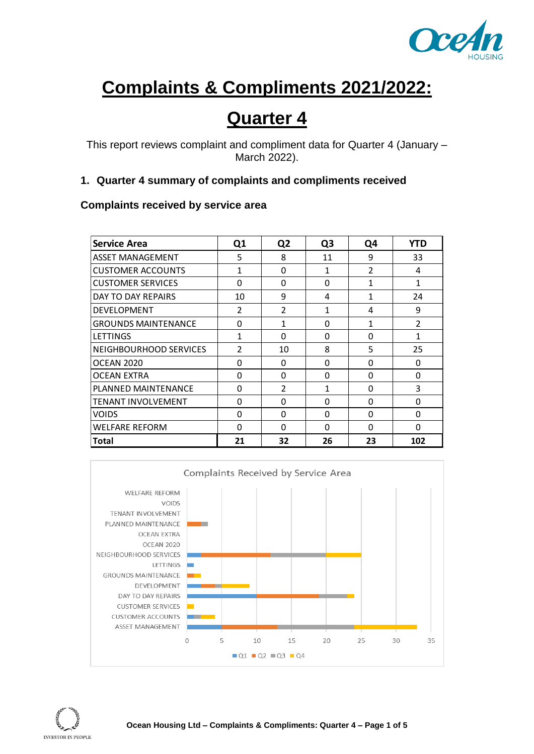# Complaints & Compliments 2021/2022:

# Quarter 4

This report reviews complaint and compliment data for Quarter 4 (January – March 2022).

## 1. Quarter 4 summary of complaints and compliments received

### Complaints received by service area

| Service Area | Q1 | Q2 | Q3 | Q4 | YTD |
|---|---|---|---|---|---|
| ASSET MANAGEMENT | 5 | 8 | 11 | 9 | 33 |
| CUSTOMER ACCOUNTS | 1 | 0 | 1 | 2 | 4 |
| CUSTOMER SERVICES | 0 | 0 | 0 | 1 | 1 |
| DAY TO DAY REPAIRS | 10 | 9 | 4 | 1 | 24 |
| DEVELOPMENT | 2 | 2 | 1 | 4 | 9 |
| GROUNDS MAINTENANCE | 0 | 1 | 0 | 1 | 2 |
| LETTINGS | 1 | 0 | 0 | 0 | 1 |
| NEIGHBOURHOOD SERVICES | 2 | 10 | 8 | 5 | 25 |
| OCEAN 2020 | 0 | 0 | 0 | 0 | 0 |
| OCEAN EXTRA | 0 | 0 | 0 | 0 | 0 |
| PLANNED MAINTENANCE | 0 | 2 | 1 | 0 | 3 |
| TENANT INVOLVEMENT | 0 | 0 | 0 | 0 | 0 |
| VOIDS | 0 | 0 | 0 | 0 | 0 |
| WELFARE REFORM | 0 | 0 | 0 | 0 | 0 |
| **Total** | **21** | **32** | **26** | **23** | **102** |

Complaints Received by Service Area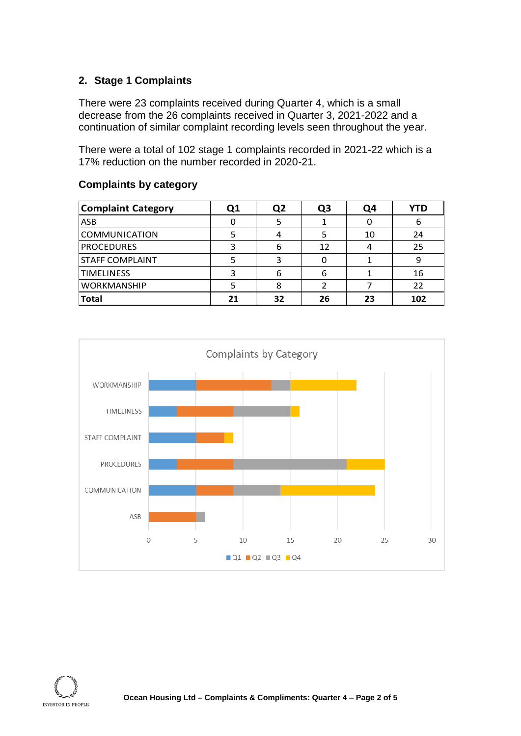## 2. Stage 1 Complaints

There were 23 complaints received during Quarter 4, which is a small decrease from the 26 complaints received in Quarter 3, 2021-2022 and a continuation of similar complaint recording levels seen throughout the year.

There were a total of 102 stage 1 complaints recorded in 2021-22 which is a 17% reduction on the number recorded in 2020-21.

### Complaints by category

| Complaint Category | Q1 | Q2 | Q3 | Q4 | YTD |
|---|---|---|---|---|---|
| ASB | 0 | 5 | 1 | 0 | 6 |
| COMMUNICATION | 5 | 4 | 5 | 10 | 24 |
| PROCEDURES | 3 | 6 | 12 | 4 | 25 |
| STAFF COMPLAINT | 5 | 3 | 0 | 1 | 9 |
| TIMELINESS | 3 | 6 | 6 | 1 | 16 |
| WORKMANSHIP | 5 | 8 | 2 | 7 | 22 |
| **Total** | **21** | **32** | **26** | **23** | **102** |

Complaints by Category

| Category | Q1 | Q2 | Q3 | Q4 |
|---|---|---|---|---|
| WORKMANSHIP | 5 | 8 | 2 | 7 |
| TIMELINESS | 3 | 6 | 6 | 1 |
| STAFF COMPLAINT | 5 | 3 | 0 | 1 |
| PROCEDURES | 3 | 6 | 12 | 4 |
| COMMUNICATION | 5 | 4 | 5 | 10 |
| ASB | 0 | 5 | 1 | 0 |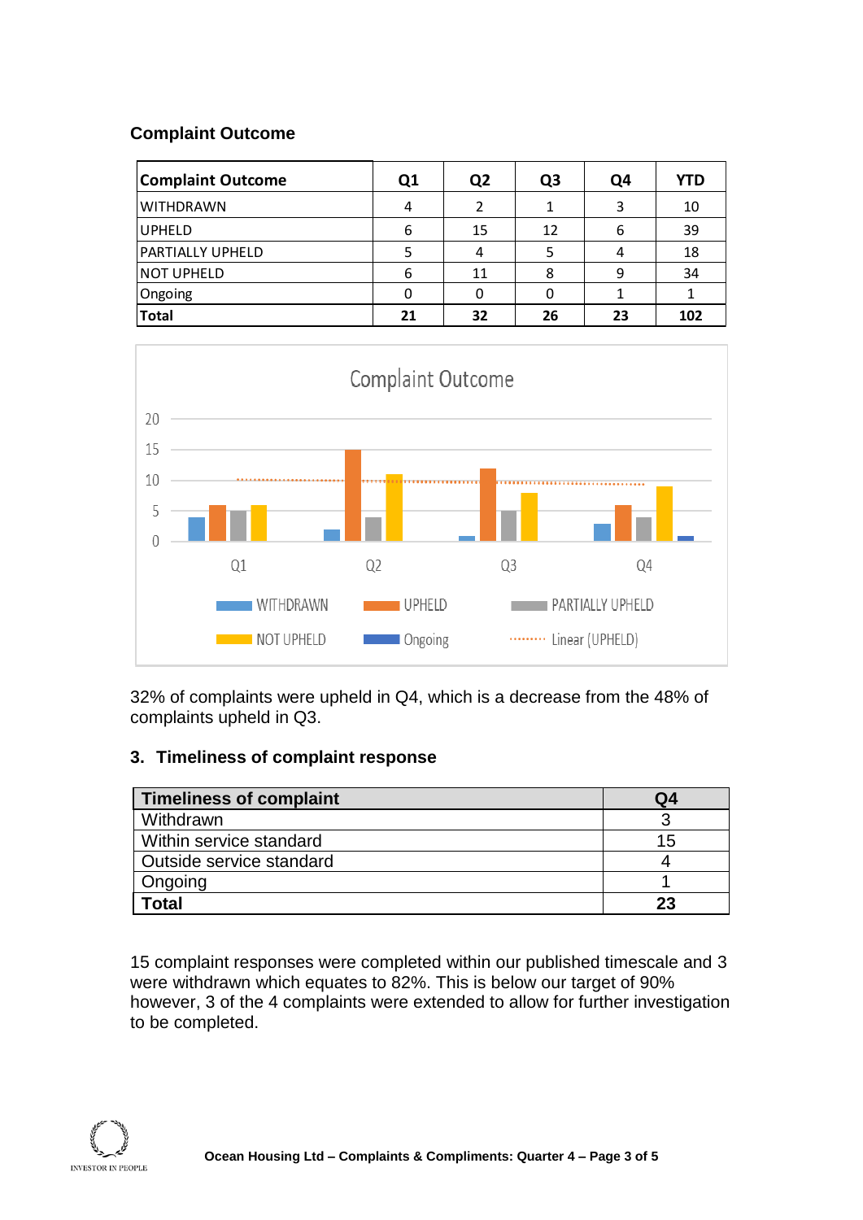### Complaint Outcome

| Complaint Outcome | Q1 | Q2 | Q3 | Q4 | YTD |
|---|---|---|---|---|---|
| WITHDRAWN | 4 | 2 | 1 | 3 | 10 |
| UPHELD | 6 | 15 | 12 | 6 | 39 |
| PARTIALLY UPHELD | 5 | 4 | 5 | 4 | 18 |
| NOT UPHELD | 6 | 11 | 8 | 9 | 34 |
| Ongoing | 0 | 0 | 0 | 1 | 1 |
| **Total** | **21** | **32** | **26** | **23** | **102** |

32% of complaints were upheld in Q4, which is a decrease from the 48% of complaints upheld in Q3.

### 3. Timeliness of complaint response

| Timeliness of complaint | Q4 |
|---|---|
| Withdrawn | 3 |
| Within service standard | 15 |
| Outside service standard | 4 |
| Ongoing | 1 |
| **Total** | **23** |

15 complaint responses were completed within our published timescale and 3 were withdrawn which equates to 82%. This is below our target of 90% however, 3 of the 4 complaints were extended to allow for further investigation to be completed.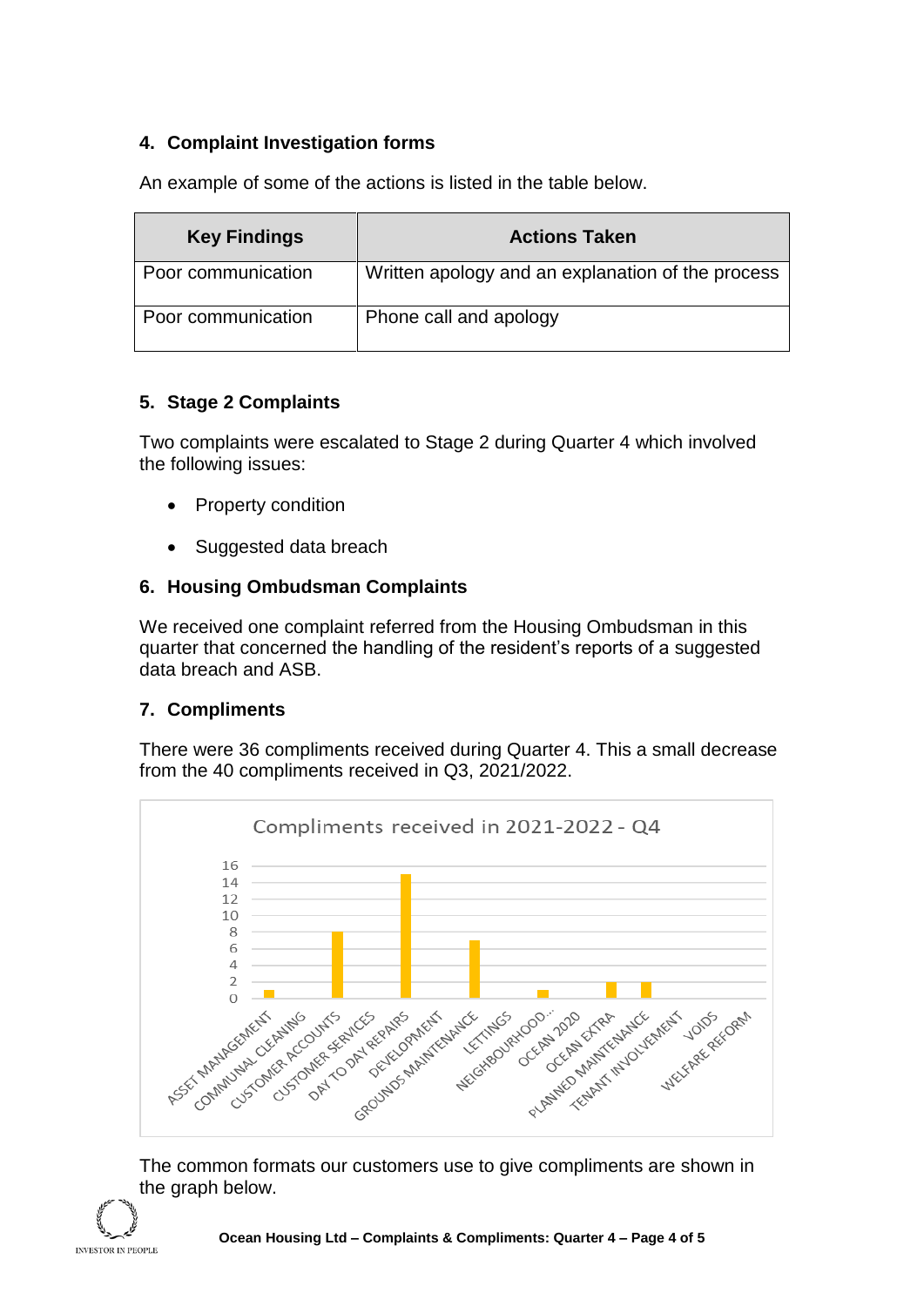## 4. Complaint Investigation forms

An example of some of the actions is listed in the table below.

| Key Findings | Actions Taken |
| --- | --- |
| Poor communication | Written apology and an explanation of the process |
| Poor communication | Phone call and apology |

## 5. Stage 2 Complaints

Two complaints were escalated to Stage 2 during Quarter 4 which involved the following issues:

- Property condition
- Suggested data breach

## 6. Housing Ombudsman Complaints

We received one complaint referred from the Housing Ombudsman in this quarter that concerned the handling of the resident's reports of a suggested data breach and ASB.

## 7. Compliments

There were 36 compliments received during Quarter 4. This a small decrease from the 40 compliments received in Q3, 2021/2022.

Compliments received in 2021-2022 - Q4

| Service | Compliments |
| --- | --- |
| ASSET MANAGEMENT | 1 |
| COMMUNAL CLEANING | 0 |
| CUSTOMER ACCOUNTS | 8 |
| CUSTOMER SERVICES | 0 |
| DAY TO DAY REPAIRS | 15 |
| DEVELOPMENT | 0 |
| GROUNDS MAINTENANCE | 7 |
| LETTINGS | 0 |
| NEIGHBOURHOOD... | 1 |
| OCEAN 2020 | 0 |
| OCEAN EXTRA | 2 |
| PLANNED MAINTENANCE | 2 |
| TENANT INVOLVEMENT | 0 |
| VOIDS | 0 |
| WELFARE REFORM | 0 |

The common formats our customers use to give compliments are shown in the graph below.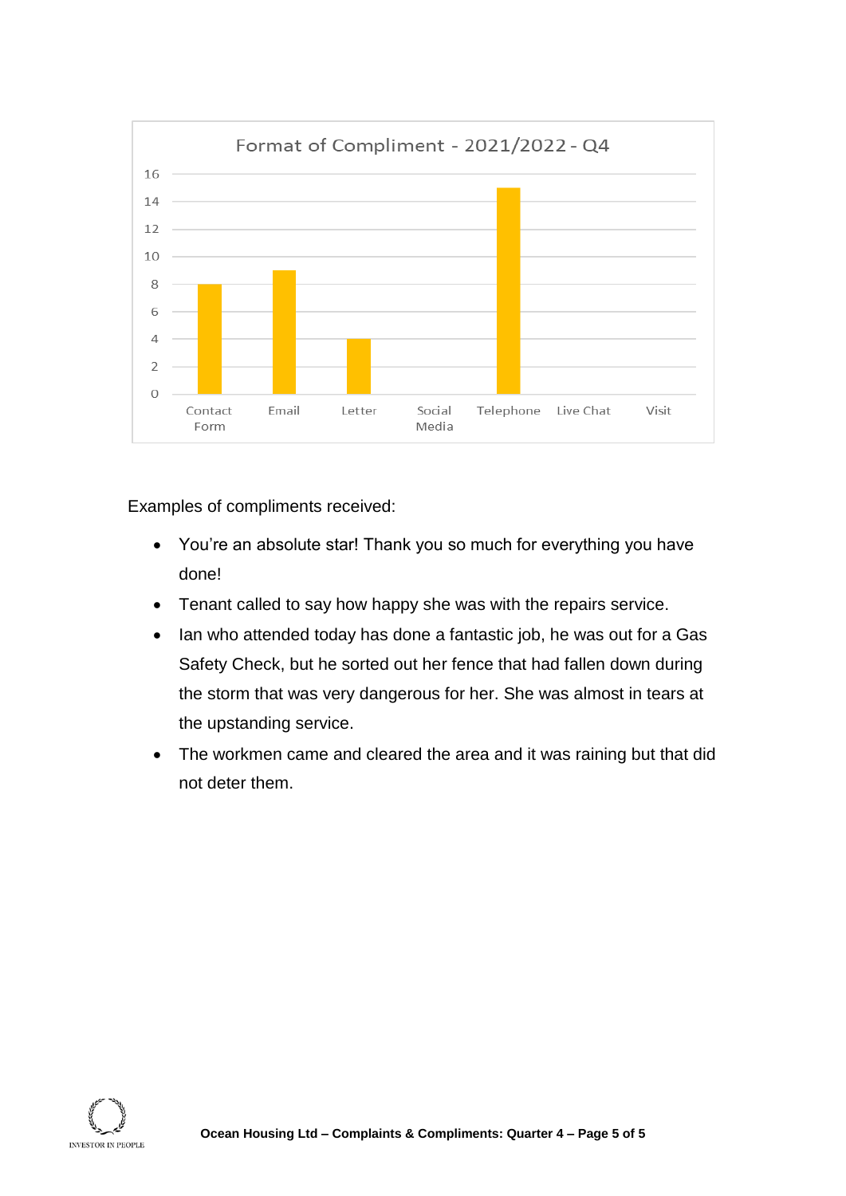Format of Compliment - 2021/2022 - Q4

16
14
12
10
8
6
4
2
0

Contact Form
Email
Letter
Social Media
Telephone
Live Chat
Visit

Examples of compliments received:

- You're an absolute star! Thank you so much for everything you have done!
- Tenant called to say how happy she was with the repairs service.
- Ian who attended today has done a fantastic job, he was out for a Gas Safety Check, but he sorted out her fence that had fallen down during the storm that was very dangerous for her. She was almost in tears at the upstanding service.
- The workmen came and cleared the area and it was raining but that did not deter them.